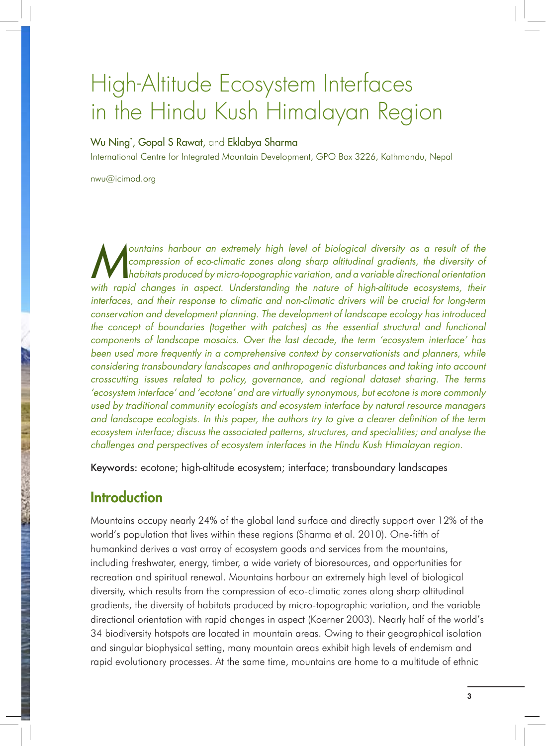# High-Altitude Ecosystem Interfaces in the Hindu Kush Himalayan Region

Wu Ning[*], Gopal S Rawat, and Eklabya Sharma

International Centre for Integrated Mountain Development, GPO Box 3226, Kathmandu, Nepal

nwu@icimod.org

*Mountains harbour an extremely high level of biological diversity as a result of the compression of eco-climatic zones along sharp altitudinal gradients, the diversity of habitats produced by micro-topographic variation, and a variable directional orientation with rapid changes in aspect. Understanding the nature of high-altitude ecosystems, their interfaces, and their response to climatic and non-climatic drivers will be crucial for long-term conservation and development planning. The development of landscape ecology has introduced the concept of boundaries (together with patches) as the essential structural and functional components of landscape mosaics. Over the last decade, the term 'ecosystem interface' has been used more frequently in a comprehensive context by conservationists and planners, while considering transboundary landscapes and anthropogenic disturbances and taking into account crosscutting issues related to policy, governance, and regional dataset sharing. The terms 'ecosystem interface' and 'ecotone' and are virtually synonymous, but ecotone is more commonly used by traditional community ecologists and ecosystem interface by natural resource managers and landscape ecologists. In this paper, the authors try to give a clearer definition of the term ecosystem interface; discuss the associated patterns, structures, and specialities; and analyse the challenges and perspectives of ecosystem interfaces in the Hindu Kush Himalayan region.*

**Keywords:** ecotone; high-altitude ecosystem; interface; transboundary landscapes

## Introduction

Mountains occupy nearly 24% of the global land surface and directly support over 12% of the world's population that lives within these regions (Sharma et al. 2010). One-fifth of humankind derives a vast array of ecosystem goods and services from the mountains, including freshwater, energy, timber, a wide variety of bioresources, and opportunities for recreation and spiritual renewal. Mountains harbour an extremely high level of biological diversity, which results from the compression of eco-climatic zones along sharp altitudinal gradients, the diversity of habitats produced by micro-topographic variation, and the variable directional orientation with rapid changes in aspect (Koerner 2003). Nearly half of the world's 34 biodiversity hotspots are located in mountain areas. Owing to their geographical isolation and singular biophysical setting, many mountain areas exhibit high levels of endemism and rapid evolutionary processes. At the same time, mountains are home to a multitude of ethnic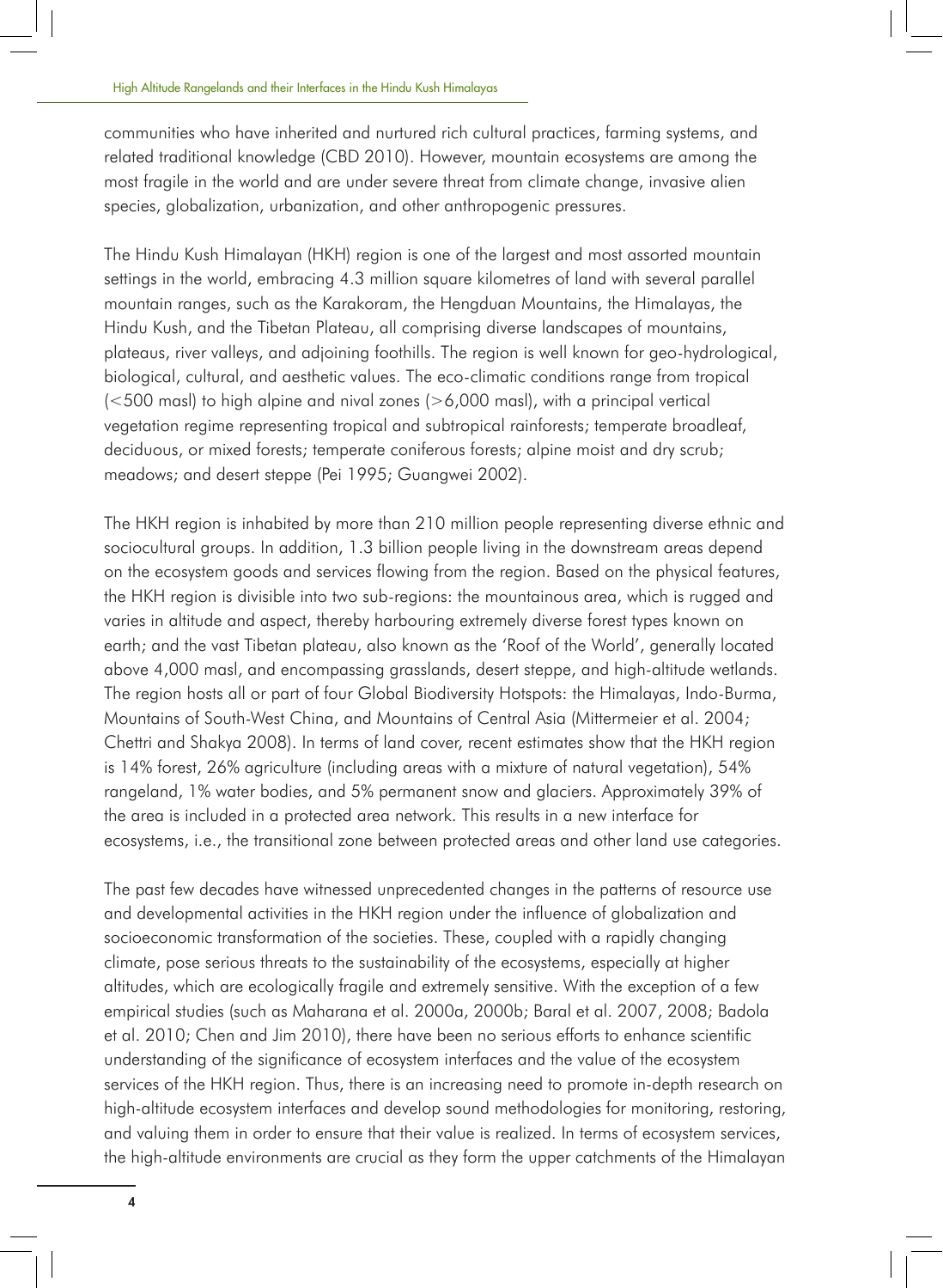communities who have inherited and nurtured rich cultural practices, farming systems, and related traditional knowledge (CBD 2010). However, mountain ecosystems are among the most fragile in the world and are under severe threat from climate change, invasive alien species, globalization, urbanization, and other anthropogenic pressures.

The Hindu Kush Himalayan (HKH) region is one of the largest and most assorted mountain settings in the world, embracing 4.3 million square kilometres of land with several parallel mountain ranges, such as the Karakoram, the Hengduan Mountains, the Himalayas, the Hindu Kush, and the Tibetan Plateau, all comprising diverse landscapes of mountains, plateaus, river valleys, and adjoining foothills. The region is well known for geo-hydrological, biological, cultural, and aesthetic values. The eco-climatic conditions range from tropical (<500 masl) to high alpine and nival zones (>6,000 masl), with a principal vertical vegetation regime representing tropical and subtropical rainforests; temperate broadleaf, deciduous, or mixed forests; temperate coniferous forests; alpine moist and dry scrub; meadows; and desert steppe (Pei 1995; Guangwei 2002).

The HKH region is inhabited by more than 210 million people representing diverse ethnic and sociocultural groups. In addition, 1.3 billion people living in the downstream areas depend on the ecosystem goods and services flowing from the region. Based on the physical features, the HKH region is divisible into two sub-regions: the mountainous area, which is rugged and varies in altitude and aspect, thereby harbouring extremely diverse forest types known on earth; and the vast Tibetan plateau, also known as the 'Roof of the World', generally located above 4,000 masl, and encompassing grasslands, desert steppe, and high-altitude wetlands. The region hosts all or part of four Global Biodiversity Hotspots: the Himalayas, Indo-Burma, Mountains of South-West China, and Mountains of Central Asia (Mittermeier et al. 2004; Chettri and Shakya 2008). In terms of land cover, recent estimates show that the HKH region is 14% forest, 26% agriculture (including areas with a mixture of natural vegetation), 54% rangeland, 1% water bodies, and 5% permanent snow and glaciers. Approximately 39% of the area is included in a protected area network. This results in a new interface for ecosystems, i.e., the transitional zone between protected areas and other land use categories.

The past few decades have witnessed unprecedented changes in the patterns of resource use and developmental activities in the HKH region under the influence of globalization and socioeconomic transformation of the societies. These, coupled with a rapidly changing climate, pose serious threats to the sustainability of the ecosystems, especially at higher altitudes, which are ecologically fragile and extremely sensitive. With the exception of a few empirical studies (such as Maharana et al. 2000a, 2000b; Baral et al. 2007, 2008; Badola et al. 2010; Chen and Jim 2010), there have been no serious efforts to enhance scientific understanding of the significance of ecosystem interfaces and the value of the ecosystem services of the HKH region. Thus, there is an increasing need to promote in-depth research on high-altitude ecosystem interfaces and develop sound methodologies for monitoring, restoring, and valuing them in order to ensure that their value is realized. In terms of ecosystem services, the high-altitude environments are crucial as they form the upper catchments of the Himalayan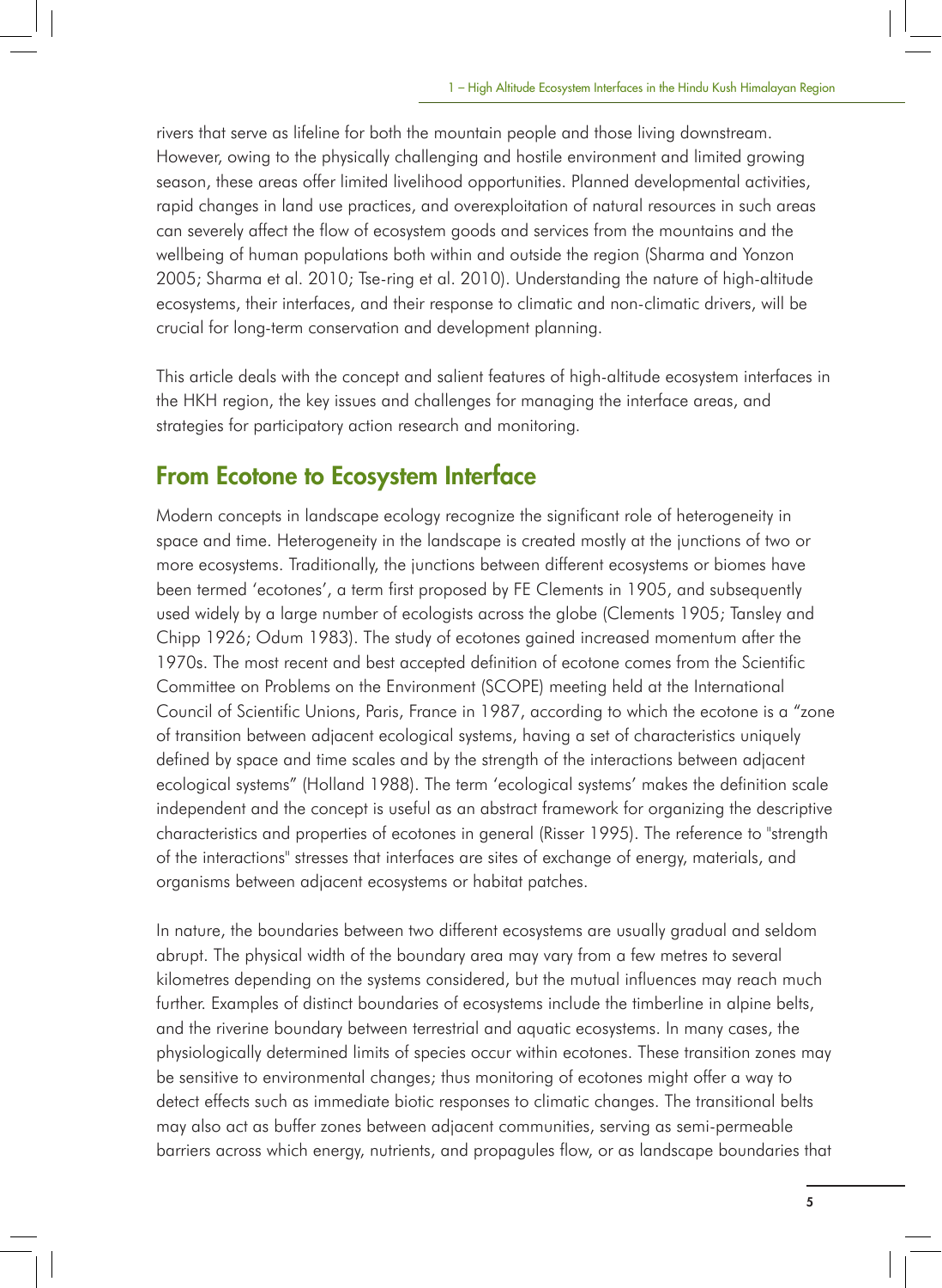rivers that serve as lifeline for both the mountain people and those living downstream. However, owing to the physically challenging and hostile environment and limited growing season, these areas offer limited livelihood opportunities. Planned developmental activities, rapid changes in land use practices, and overexploitation of natural resources in such areas can severely affect the flow of ecosystem goods and services from the mountains and the wellbeing of human populations both within and outside the region (Sharma and Yonzon 2005; Sharma et al. 2010; Tse-ring et al. 2010). Understanding the nature of high-altitude ecosystems, their interfaces, and their response to climatic and non-climatic drivers, will be crucial for long-term conservation and development planning.

This article deals with the concept and salient features of high-altitude ecosystem interfaces in the HKH region, the key issues and challenges for managing the interface areas, and strategies for participatory action research and monitoring.

## From Ecotone to Ecosystem Interface

Modern concepts in landscape ecology recognize the significant role of heterogeneity in space and time. Heterogeneity in the landscape is created mostly at the junctions of two or more ecosystems. Traditionally, the junctions between different ecosystems or biomes have been termed 'ecotones', a term first proposed by FE Clements in 1905, and subsequently used widely by a large number of ecologists across the globe (Clements 1905; Tansley and Chipp 1926; Odum 1983). The study of ecotones gained increased momentum after the 1970s. The most recent and best accepted definition of ecotone comes from the Scientific Committee on Problems on the Environment (SCOPE) meeting held at the International Council of Scientific Unions, Paris, France in 1987, according to which the ecotone is a "zone of transition between adjacent ecological systems, having a set of characteristics uniquely defined by space and time scales and by the strength of the interactions between adjacent ecological systems" (Holland 1988). The term 'ecological systems' makes the definition scale independent and the concept is useful as an abstract framework for organizing the descriptive characteristics and properties of ecotones in general (Risser 1995). The reference to "strength of the interactions" stresses that interfaces are sites of exchange of energy, materials, and organisms between adjacent ecosystems or habitat patches.

In nature, the boundaries between two different ecosystems are usually gradual and seldom abrupt. The physical width of the boundary area may vary from a few metres to several kilometres depending on the systems considered, but the mutual influences may reach much further. Examples of distinct boundaries of ecosystems include the timberline in alpine belts, and the riverine boundary between terrestrial and aquatic ecosystems. In many cases, the physiologically determined limits of species occur within ecotones. These transition zones may be sensitive to environmental changes; thus monitoring of ecotones might offer a way to detect effects such as immediate biotic responses to climatic changes. The transitional belts may also act as buffer zones between adjacent communities, serving as semi-permeable barriers across which energy, nutrients, and propagules flow, or as landscape boundaries that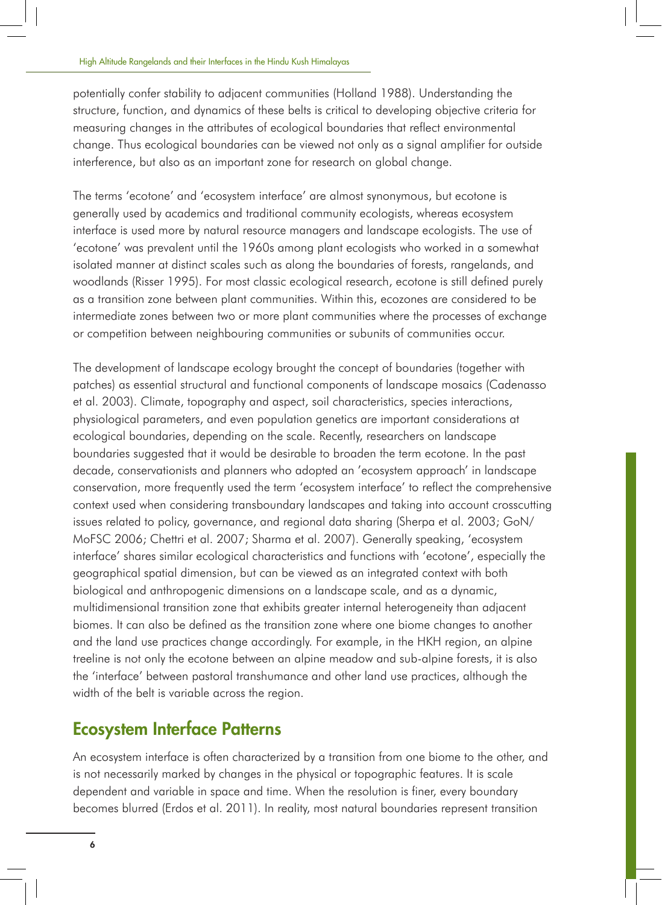potentially confer stability to adjacent communities (Holland 1988). Understanding the structure, function, and dynamics of these belts is critical to developing objective criteria for measuring changes in the attributes of ecological boundaries that reflect environmental change. Thus ecological boundaries can be viewed not only as a signal amplifier for outside interference, but also as an important zone for research on global change.

The terms 'ecotone' and 'ecosystem interface' are almost synonymous, but ecotone is generally used by academics and traditional community ecologists, whereas ecosystem interface is used more by natural resource managers and landscape ecologists. The use of 'ecotone' was prevalent until the 1960s among plant ecologists who worked in a somewhat isolated manner at distinct scales such as along the boundaries of forests, rangelands, and woodlands (Risser 1995). For most classic ecological research, ecotone is still defined purely as a transition zone between plant communities. Within this, ecozones are considered to be intermediate zones between two or more plant communities where the processes of exchange or competition between neighbouring communities or subunits of communities occur.

The development of landscape ecology brought the concept of boundaries (together with patches) as essential structural and functional components of landscape mosaics (Cadenasso et al. 2003). Climate, topography and aspect, soil characteristics, species interactions, physiological parameters, and even population genetics are important considerations at ecological boundaries, depending on the scale. Recently, researchers on landscape boundaries suggested that it would be desirable to broaden the term ecotone. In the past decade, conservationists and planners who adopted an 'ecosystem approach' in landscape conservation, more frequently used the term 'ecosystem interface' to reflect the comprehensive context used when considering transboundary landscapes and taking into account crosscutting issues related to policy, governance, and regional data sharing (Sherpa et al. 2003; GoN/MoFSC 2006; Chettri et al. 2007; Sharma et al. 2007). Generally speaking, 'ecosystem interface' shares similar ecological characteristics and functions with 'ecotone', especially the geographical spatial dimension, but can be viewed as an integrated context with both biological and anthropogenic dimensions on a landscape scale, and as a dynamic, multidimensional transition zone that exhibits greater internal heterogeneity than adjacent biomes. It can also be defined as the transition zone where one biome changes to another and the land use practices change accordingly. For example, in the HKH region, an alpine treeline is not only the ecotone between an alpine meadow and sub-alpine forests, it is also the 'interface' between pastoral transhumance and other land use practices, although the width of the belt is variable across the region.

## Ecosystem Interface Patterns

An ecosystem interface is often characterized by a transition from one biome to the other, and is not necessarily marked by changes in the physical or topographic features. It is scale dependent and variable in space and time. When the resolution is finer, every boundary becomes blurred (Erdos et al. 2011). In reality, most natural boundaries represent transition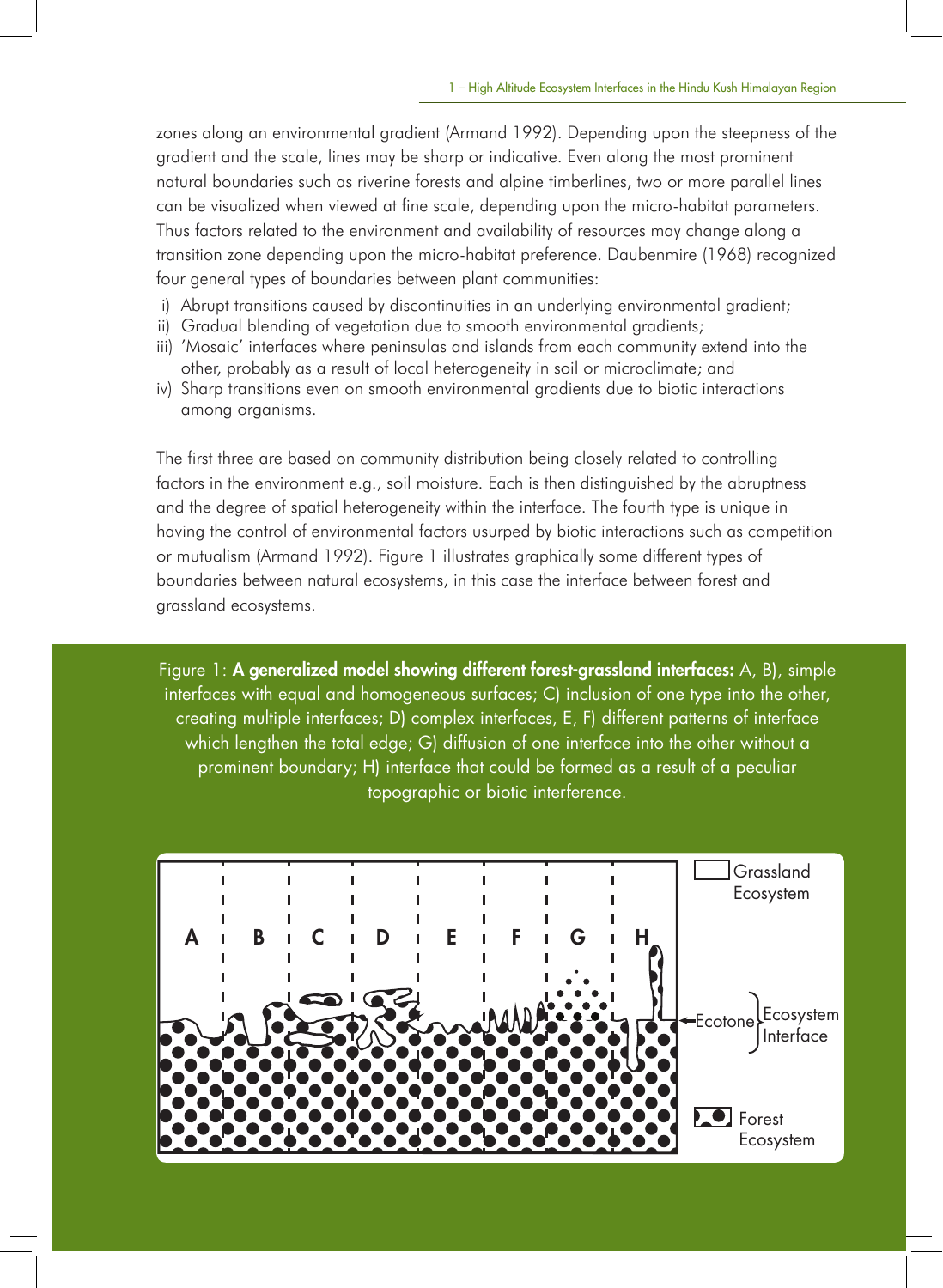zones along an environmental gradient (Armand 1992). Depending upon the steepness of the gradient and the scale, lines may be sharp or indicative. Even along the most prominent natural boundaries such as riverine forests and alpine timberlines, two or more parallel lines can be visualized when viewed at fine scale, depending upon the micro-habitat parameters. Thus factors related to the environment and availability of resources may change along a transition zone depending upon the micro-habitat preference. Daubenmire (1968) recognized four general types of boundaries between plant communities:

i) Abrupt transitions caused by discontinuities in an underlying environmental gradient;
ii) Gradual blending of vegetation due to smooth environmental gradients;
iii) 'Mosaic' interfaces where peninsulas and islands from each community extend into the other, probably as a result of local heterogeneity in soil or microclimate; and
iv) Sharp transitions even on smooth environmental gradients due to biotic interactions among organisms.

The first three are based on community distribution being closely related to controlling factors in the environment e.g., soil moisture. Each is then distinguished by the abruptness and the degree of spatial heterogeneity within the interface. The fourth type is unique in having the control of environmental factors usurped by biotic interactions such as competition or mutualism (Armand 1992). Figure 1 illustrates graphically some different types of boundaries between natural ecosystems, in this case the interface between forest and grassland ecosystems.

Figure 1: **A generalized model showing different forest-grassland interfaces:** A, B), simple interfaces with equal and homogeneous surfaces; C) inclusion of one type into the other, creating multiple interfaces; D) complex interfaces, E, F) different patterns of interface which lengthen the total edge; G) diffusion of one interface into the other without a prominent boundary; H) interface that could be formed as a result of a peculiar topographic or biotic interference.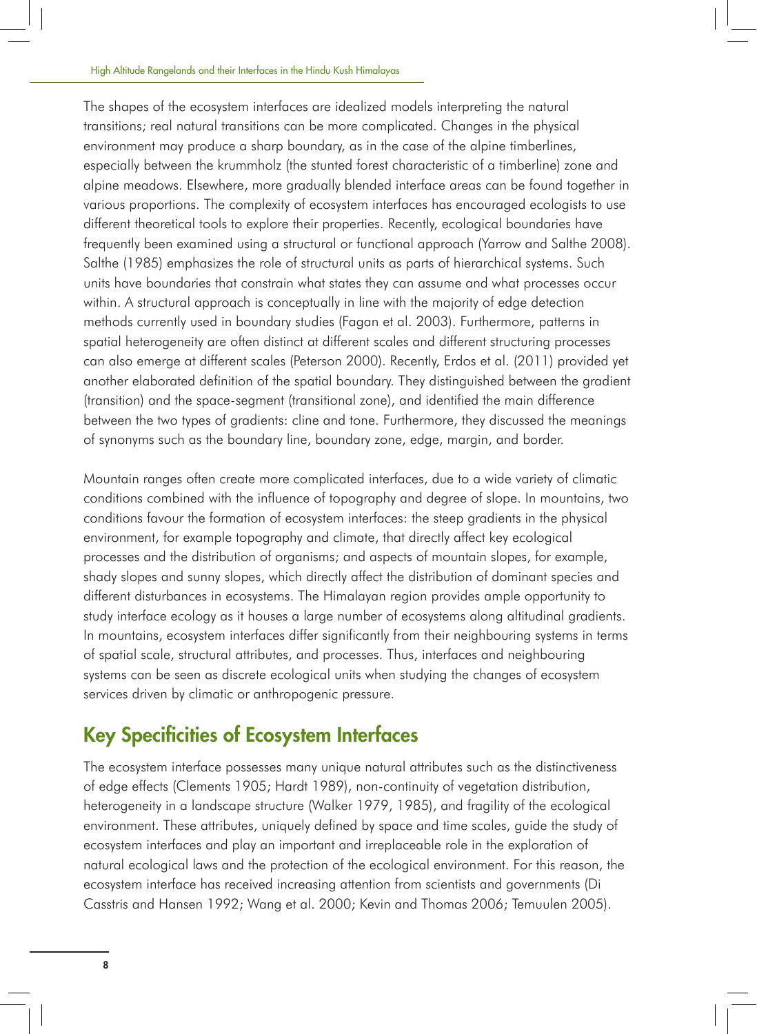The shapes of the ecosystem interfaces are idealized models interpreting the natural transitions; real natural transitions can be more complicated. Changes in the physical environment may produce a sharp boundary, as in the case of the alpine timberlines, especially between the krummholz (the stunted forest characteristic of a timberline) zone and alpine meadows. Elsewhere, more gradually blended interface areas can be found together in various proportions. The complexity of ecosystem interfaces has encouraged ecologists to use different theoretical tools to explore their properties. Recently, ecological boundaries have frequently been examined using a structural or functional approach (Yarrow and Salthe 2008). Salthe (1985) emphasizes the role of structural units as parts of hierarchical systems. Such units have boundaries that constrain what states they can assume and what processes occur within. A structural approach is conceptually in line with the majority of edge detection methods currently used in boundary studies (Fagan et al. 2003). Furthermore, patterns in spatial heterogeneity are often distinct at different scales and different structuring processes can also emerge at different scales (Peterson 2000). Recently, Erdos et al. (2011) provided yet another elaborated definition of the spatial boundary. They distinguished between the gradient (transition) and the space-segment (transitional zone), and identified the main difference between the two types of gradients: cline and tone. Furthermore, they discussed the meanings of synonyms such as the boundary line, boundary zone, edge, margin, and border.

Mountain ranges often create more complicated interfaces, due to a wide variety of climatic conditions combined with the influence of topography and degree of slope. In mountains, two conditions favour the formation of ecosystem interfaces: the steep gradients in the physical environment, for example topography and climate, that directly affect key ecological processes and the distribution of organisms; and aspects of mountain slopes, for example, shady slopes and sunny slopes, which directly affect the distribution of dominant species and different disturbances in ecosystems. The Himalayan region provides ample opportunity to study interface ecology as it houses a large number of ecosystems along altitudinal gradients. In mountains, ecosystem interfaces differ significantly from their neighbouring systems in terms of spatial scale, structural attributes, and processes. Thus, interfaces and neighbouring systems can be seen as discrete ecological units when studying the changes of ecosystem services driven by climatic or anthropogenic pressure.

## Key Specificities of Ecosystem Interfaces

The ecosystem interface possesses many unique natural attributes such as the distinctiveness of edge effects (Clements 1905; Hardt 1989), non-continuity of vegetation distribution, heterogeneity in a landscape structure (Walker 1979, 1985), and fragility of the ecological environment. These attributes, uniquely defined by space and time scales, guide the study of ecosystem interfaces and play an important and irreplaceable role in the exploration of natural ecological laws and the protection of the ecological environment. For this reason, the ecosystem interface has received increasing attention from scientists and governments (Di Casstris and Hansen 1992; Wang et al. 2000; Kevin and Thomas 2006; Temuulen 2005).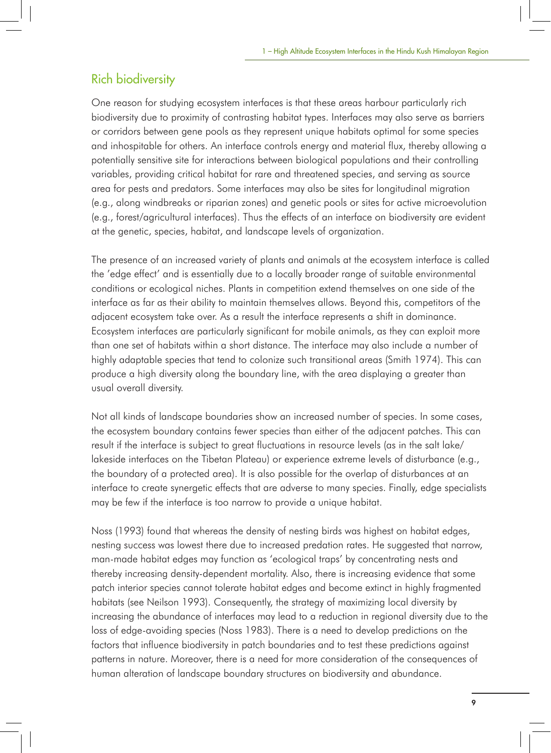## Rich biodiversity

One reason for studying ecosystem interfaces is that these areas harbour particularly rich biodiversity due to proximity of contrasting habitat types. Interfaces may also serve as barriers or corridors between gene pools as they represent unique habitats optimal for some species and inhospitable for others. An interface controls energy and material flux, thereby allowing a potentially sensitive site for interactions between biological populations and their controlling variables, providing critical habitat for rare and threatened species, and serving as source area for pests and predators. Some interfaces may also be sites for longitudinal migration (e.g., along windbreaks or riparian zones) and genetic pools or sites for active microevolution (e.g., forest/agricultural interfaces). Thus the effects of an interface on biodiversity are evident at the genetic, species, habitat, and landscape levels of organization.

The presence of an increased variety of plants and animals at the ecosystem interface is called the 'edge effect' and is essentially due to a locally broader range of suitable environmental conditions or ecological niches. Plants in competition extend themselves on one side of the interface as far as their ability to maintain themselves allows. Beyond this, competitors of the adjacent ecosystem take over. As a result the interface represents a shift in dominance. Ecosystem interfaces are particularly significant for mobile animals, as they can exploit more than one set of habitats within a short distance. The interface may also include a number of highly adaptable species that tend to colonize such transitional areas (Smith 1974). This can produce a high diversity along the boundary line, with the area displaying a greater than usual overall diversity.

Not all kinds of landscape boundaries show an increased number of species. In some cases, the ecosystem boundary contains fewer species than either of the adjacent patches. This can result if the interface is subject to great fluctuations in resource levels (as in the salt lake/lakeside interfaces on the Tibetan Plateau) or experience extreme levels of disturbance (e.g., the boundary of a protected area). It is also possible for the overlap of disturbances at an interface to create synergetic effects that are adverse to many species. Finally, edge specialists may be few if the interface is too narrow to provide a unique habitat.

Noss (1993) found that whereas the density of nesting birds was highest on habitat edges, nesting success was lowest there due to increased predation rates. He suggested that narrow, man-made habitat edges may function as 'ecological traps' by concentrating nests and thereby increasing density-dependent mortality. Also, there is increasing evidence that some patch interior species cannot tolerate habitat edges and become extinct in highly fragmented habitats (see Neilson 1993). Consequently, the strategy of maximizing local diversity by increasing the abundance of interfaces may lead to a reduction in regional diversity due to the loss of edge-avoiding species (Noss 1983). There is a need to develop predictions on the factors that influence biodiversity in patch boundaries and to test these predictions against patterns in nature. Moreover, there is a need for more consideration of the consequences of human alteration of landscape boundary structures on biodiversity and abundance.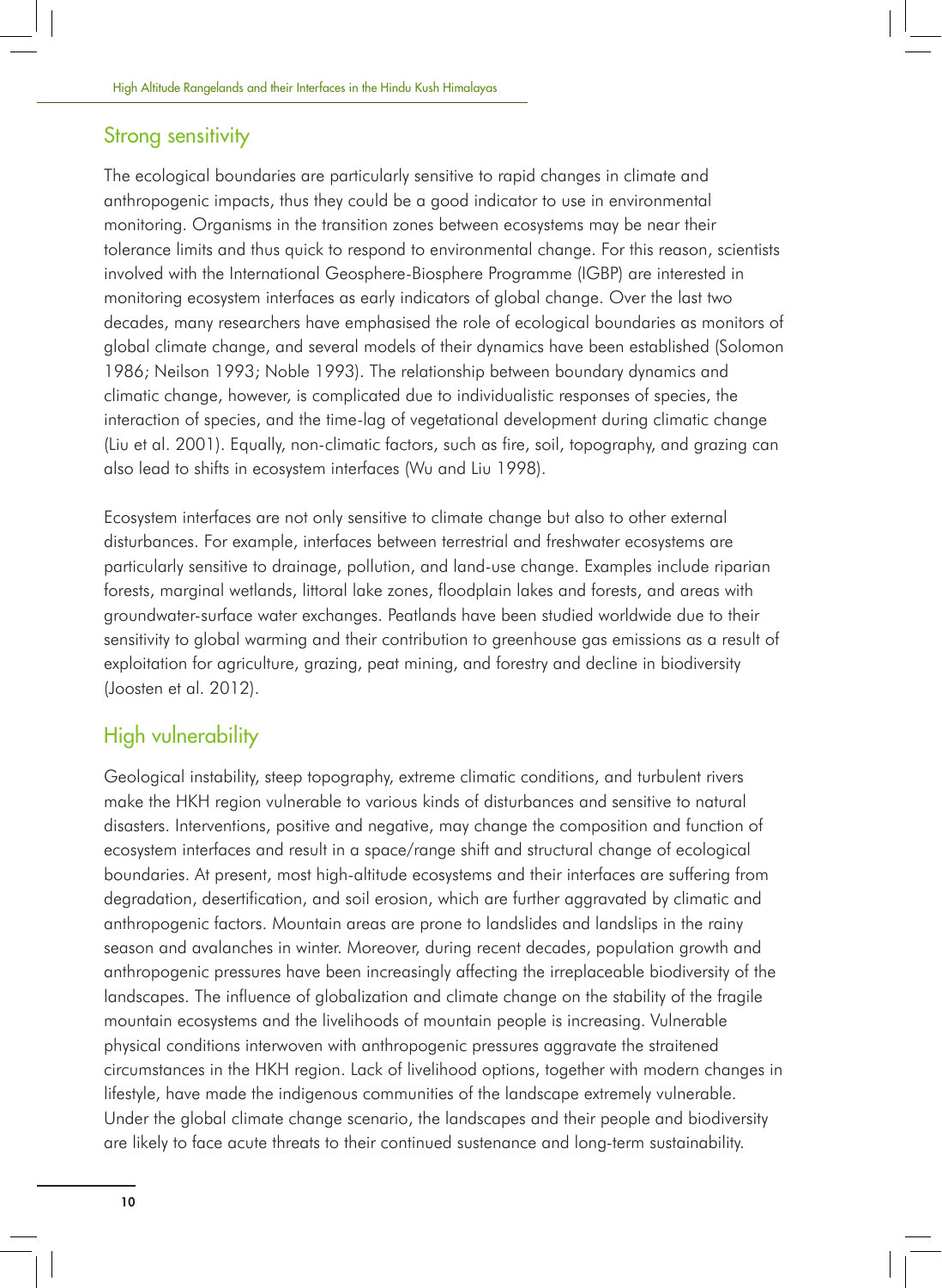## Strong sensitivity

The ecological boundaries are particularly sensitive to rapid changes in climate and anthropogenic impacts, thus they could be a good indicator to use in environmental monitoring. Organisms in the transition zones between ecosystems may be near their tolerance limits and thus quick to respond to environmental change. For this reason, scientists involved with the International Geosphere-Biosphere Programme (IGBP) are interested in monitoring ecosystem interfaces as early indicators of global change. Over the last two decades, many researchers have emphasised the role of ecological boundaries as monitors of global climate change, and several models of their dynamics have been established (Solomon 1986; Neilson 1993; Noble 1993). The relationship between boundary dynamics and climatic change, however, is complicated due to individualistic responses of species, the interaction of species, and the time-lag of vegetational development during climatic change (Liu et al. 2001). Equally, non-climatic factors, such as fire, soil, topography, and grazing can also lead to shifts in ecosystem interfaces (Wu and Liu 1998).

Ecosystem interfaces are not only sensitive to climate change but also to other external disturbances. For example, interfaces between terrestrial and freshwater ecosystems are particularly sensitive to drainage, pollution, and land-use change. Examples include riparian forests, marginal wetlands, littoral lake zones, floodplain lakes and forests, and areas with groundwater-surface water exchanges. Peatlands have been studied worldwide due to their sensitivity to global warming and their contribution to greenhouse gas emissions as a result of exploitation for agriculture, grazing, peat mining, and forestry and decline in biodiversity (Joosten et al. 2012).

## High vulnerability

Geological instability, steep topography, extreme climatic conditions, and turbulent rivers make the HKH region vulnerable to various kinds of disturbances and sensitive to natural disasters. Interventions, positive and negative, may change the composition and function of ecosystem interfaces and result in a space/range shift and structural change of ecological boundaries. At present, most high-altitude ecosystems and their interfaces are suffering from degradation, desertification, and soil erosion, which are further aggravated by climatic and anthropogenic factors. Mountain areas are prone to landslides and landslips in the rainy season and avalanches in winter. Moreover, during recent decades, population growth and anthropogenic pressures have been increasingly affecting the irreplaceable biodiversity of the landscapes. The influence of globalization and climate change on the stability of the fragile mountain ecosystems and the livelihoods of mountain people is increasing. Vulnerable physical conditions interwoven with anthropogenic pressures aggravate the straitened circumstances in the HKH region. Lack of livelihood options, together with modern changes in lifestyle, have made the indigenous communities of the landscape extremely vulnerable. Under the global climate change scenario, the landscapes and their people and biodiversity are likely to face acute threats to their continued sustenance and long-term sustainability.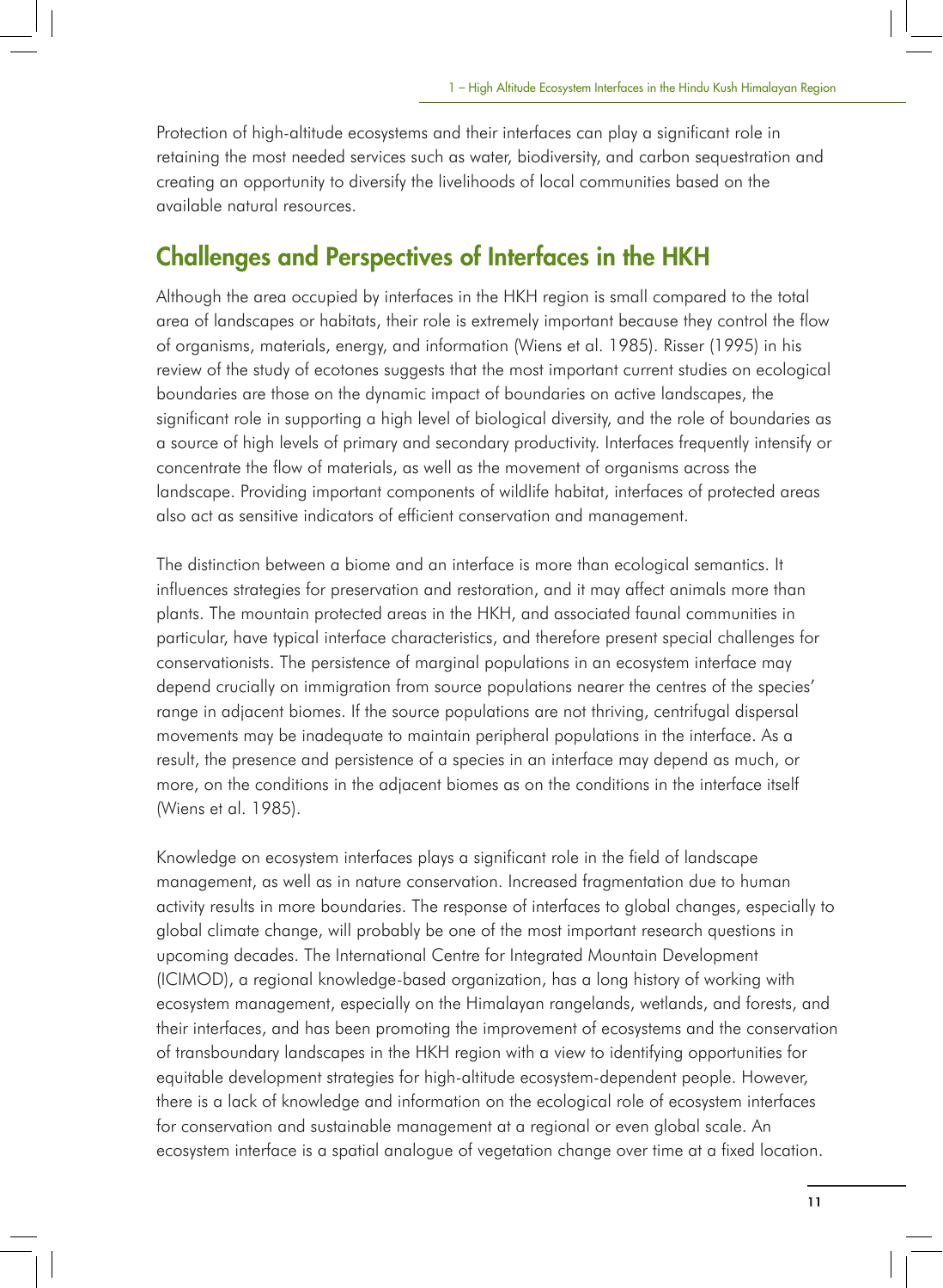Protection of high-altitude ecosystems and their interfaces can play a significant role in retaining the most needed services such as water, biodiversity, and carbon sequestration and creating an opportunity to diversify the livelihoods of local communities based on the available natural resources.

## Challenges and Perspectives of Interfaces in the HKH

Although the area occupied by interfaces in the HKH region is small compared to the total area of landscapes or habitats, their role is extremely important because they control the flow of organisms, materials, energy, and information (Wiens et al. 1985). Risser (1995) in his review of the study of ecotones suggests that the most important current studies on ecological boundaries are those on the dynamic impact of boundaries on active landscapes, the significant role in supporting a high level of biological diversity, and the role of boundaries as a source of high levels of primary and secondary productivity. Interfaces frequently intensify or concentrate the flow of materials, as well as the movement of organisms across the landscape. Providing important components of wildlife habitat, interfaces of protected areas also act as sensitive indicators of efficient conservation and management.

The distinction between a biome and an interface is more than ecological semantics. It influences strategies for preservation and restoration, and it may affect animals more than plants. The mountain protected areas in the HKH, and associated faunal communities in particular, have typical interface characteristics, and therefore present special challenges for conservationists. The persistence of marginal populations in an ecosystem interface may depend crucially on immigration from source populations nearer the centres of the species' range in adjacent biomes. If the source populations are not thriving, centrifugal dispersal movements may be inadequate to maintain peripheral populations in the interface. As a result, the presence and persistence of a species in an interface may depend as much, or more, on the conditions in the adjacent biomes as on the conditions in the interface itself (Wiens et al. 1985).

Knowledge on ecosystem interfaces plays a significant role in the field of landscape management, as well as in nature conservation. Increased fragmentation due to human activity results in more boundaries. The response of interfaces to global changes, especially to global climate change, will probably be one of the most important research questions in upcoming decades. The International Centre for Integrated Mountain Development (ICIMOD), a regional knowledge-based organization, has a long history of working with ecosystem management, especially on the Himalayan rangelands, wetlands, and forests, and their interfaces, and has been promoting the improvement of ecosystems and the conservation of transboundary landscapes in the HKH region with a view to identifying opportunities for equitable development strategies for high-altitude ecosystem-dependent people. However, there is a lack of knowledge and information on the ecological role of ecosystem interfaces for conservation and sustainable management at a regional or even global scale. An ecosystem interface is a spatial analogue of vegetation change over time at a fixed location.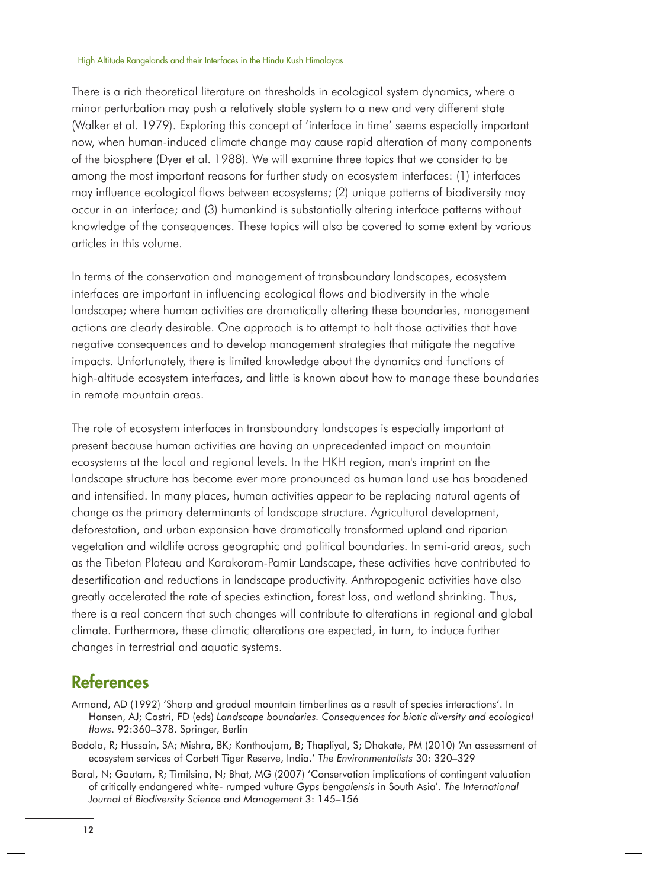There is a rich theoretical literature on thresholds in ecological system dynamics, where a minor perturbation may push a relatively stable system to a new and very different state (Walker et al. 1979). Exploring this concept of 'interface in time' seems especially important now, when human-induced climate change may cause rapid alteration of many components of the biosphere (Dyer et al. 1988). We will examine three topics that we consider to be among the most important reasons for further study on ecosystem interfaces: (1) interfaces may influence ecological flows between ecosystems; (2) unique patterns of biodiversity may occur in an interface; and (3) humankind is substantially altering interface patterns without knowledge of the consequences. These topics will also be covered to some extent by various articles in this volume.

In terms of the conservation and management of transboundary landscapes, ecosystem interfaces are important in influencing ecological flows and biodiversity in the whole landscape; where human activities are dramatically altering these boundaries, management actions are clearly desirable. One approach is to attempt to halt those activities that have negative consequences and to develop management strategies that mitigate the negative impacts. Unfortunately, there is limited knowledge about the dynamics and functions of high-altitude ecosystem interfaces, and little is known about how to manage these boundaries in remote mountain areas.

The role of ecosystem interfaces in transboundary landscapes is especially important at present because human activities are having an unprecedented impact on mountain ecosystems at the local and regional levels. In the HKH region, man's imprint on the landscape structure has become ever more pronounced as human land use has broadened and intensified. In many places, human activities appear to be replacing natural agents of change as the primary determinants of landscape structure. Agricultural development, deforestation, and urban expansion have dramatically transformed upland and riparian vegetation and wildlife across geographic and political boundaries. In semi-arid areas, such as the Tibetan Plateau and Karakoram-Pamir Landscape, these activities have contributed to desertification and reductions in landscape productivity. Anthropogenic activities have also greatly accelerated the rate of species extinction, forest loss, and wetland shrinking. Thus, there is a real concern that such changes will contribute to alterations in regional and global climate. Furthermore, these climatic alterations are expected, in turn, to induce further changes in terrestrial and aquatic systems.

## References

Armand, AD (1992) 'Sharp and gradual mountain timberlines as a result of species interactions'. In Hansen, AJ; Castri, FD (eds) *Landscape boundaries. Consequences for biotic diversity and ecological flows*. 92:360–378. Springer, Berlin

Badola, R; Hussain, SA; Mishra, BK; Konthoujam, B; Thapliyal, S; Dhakate, PM (2010) 'An assessment of ecosystem services of Corbett Tiger Reserve, India.' *The Environmentalists* 30: 320–329

Baral, N; Gautam, R; Timilsina, N; Bhat, MG (2007) 'Conservation implications of contingent valuation of critically endangered white- rumped vulture *Gyps bengalensis* in South Asia'. *The International Journal of Biodiversity Science and Management* 3: 145–156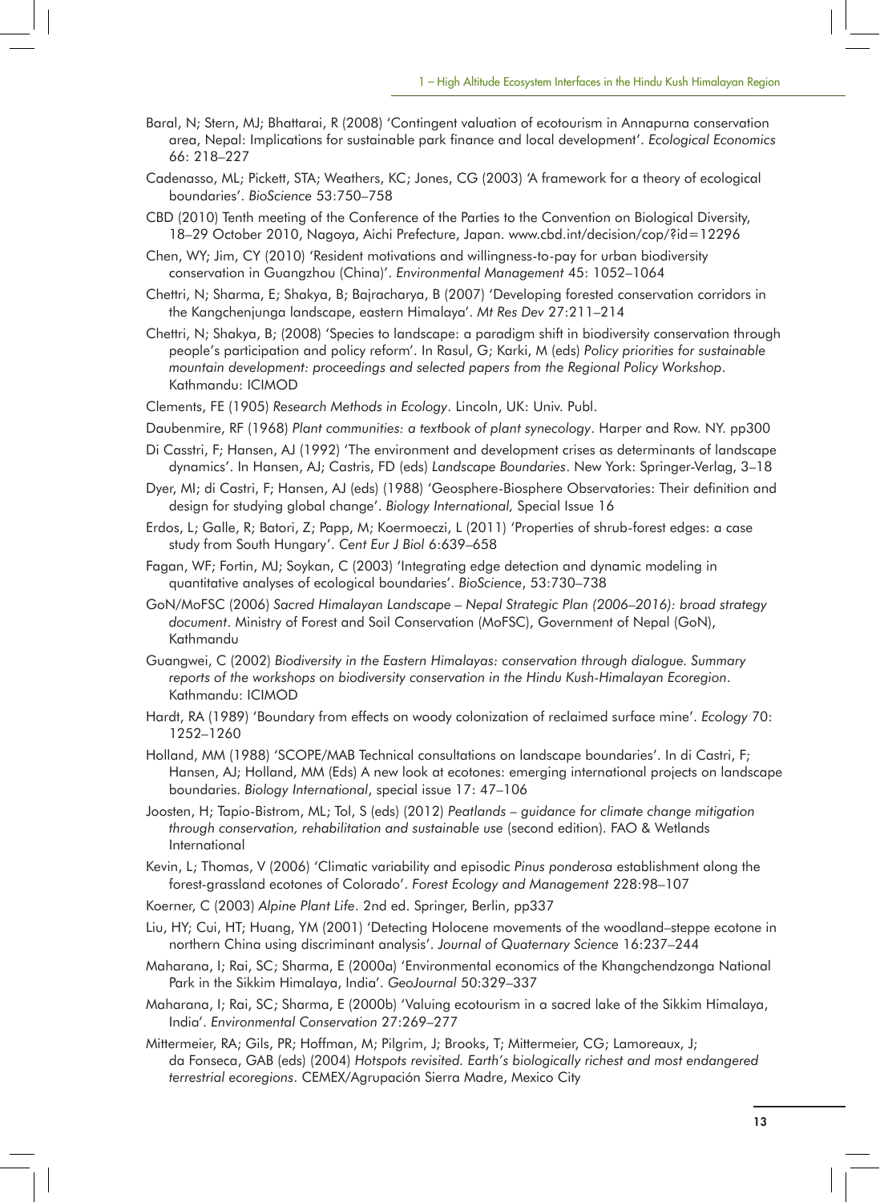Baral, N; Stern, MJ; Bhattarai, R (2008) 'Contingent valuation of ecotourism in Annapurna conservation area, Nepal: Implications for sustainable park finance and local development'. *Ecological Economics* 66: 218–227

Cadenasso, ML; Pickett, STA; Weathers, KC; Jones, CG (2003) 'A framework for a theory of ecological boundaries'. *BioScience* 53:750–758

CBD (2010) Tenth meeting of the Conference of the Parties to the Convention on Biological Diversity, 18–29 October 2010, Nagoya, Aichi Prefecture, Japan. www.cbd.int/decision/cop/?id=12296

Chen, WY; Jim, CY (2010) 'Resident motivations and willingness-to-pay for urban biodiversity conservation in Guangzhou (China)'. *Environmental Management* 45: 1052–1064

Chettri, N; Sharma, E; Shakya, B; Bajracharya, B (2007) 'Developing forested conservation corridors in the Kangchenjunga landscape, eastern Himalaya'. *Mt Res Dev* 27:211–214

Chettri, N; Shakya, B; (2008) 'Species to landscape: a paradigm shift in biodiversity conservation through people's participation and policy reform'. In Rasul, G; Karki, M (eds) *Policy priorities for sustainable mountain development: proceedings and selected papers from the Regional Policy Workshop*. Kathmandu: ICIMOD

Clements, FE (1905) *Research Methods in Ecology*. Lincoln, UK: Univ. Publ.

Daubenmire, RF (1968) *Plant communities: a textbook of plant synecology*. Harper and Row. NY. pp300

Di Casstri, F; Hansen, AJ (1992) 'The environment and development crises as determinants of landscape dynamics'. In Hansen, AJ; Castris, FD (eds) *Landscape Boundaries*. New York: Springer-Verlag, 3–18

Dyer, MI; di Castri, F; Hansen, AJ (eds) (1988) 'Geosphere-Biosphere Observatories: Their definition and design for studying global change'. *Biology International,* Special Issue 16

Erdos, L; Galle, R; Batori, Z; Papp, M; Koermoeczi, L (2011) 'Properties of shrub-forest edges: a case study from South Hungary'. *Cent Eur J Biol* 6:639–658

Fagan, WF; Fortin, MJ; Soykan, C (2003) 'Integrating edge detection and dynamic modeling in quantitative analyses of ecological boundaries'. *BioScience*, 53:730–738

GoN/MoFSC (2006) *Sacred Himalayan Landscape – Nepal Strategic Plan (2006–2016): broad strategy document*. Ministry of Forest and Soil Conservation (MoFSC), Government of Nepal (GoN), Kathmandu

Guangwei, C (2002) *Biodiversity in the Eastern Himalayas: conservation through dialogue. Summary reports of the workshops on biodiversity conservation in the Hindu Kush-Himalayan Ecoregion*. Kathmandu: ICIMOD

Hardt, RA (1989) 'Boundary from effects on woody colonization of reclaimed surface mine'. *Ecology* 70: 1252–1260

Holland, MM (1988) 'SCOPE/MAB Technical consultations on landscape boundaries'. In di Castri, F; Hansen, AJ; Holland, MM (Eds) A new look at ecotones: emerging international projects on landscape boundaries. *Biology International*, special issue 17: 47–106

Joosten, H; Tapio-Bistrom, ML; Tol, S (eds) (2012) *Peatlands – guidance for climate change mitigation through conservation, rehabilitation and sustainable use* (second edition). FAO & Wetlands International

Kevin, L; Thomas, V (2006) 'Climatic variability and episodic *Pinus ponderosa* establishment along the forest-grassland ecotones of Colorado'. *Forest Ecology and Management* 228:98–107

Koerner, C (2003) *Alpine Plant Life*. 2nd ed. Springer, Berlin, pp337

Liu, HY; Cui, HT; Huang, YM (2001) 'Detecting Holocene movements of the woodland–steppe ecotone in northern China using discriminant analysis'. *Journal of Quaternary Science* 16:237–244

Maharana, I; Rai, SC; Sharma, E (2000a) 'Environmental economics of the Khangchendzonga National Park in the Sikkim Himalaya, India'. *GeoJournal* 50:329–337

Maharana, I; Rai, SC; Sharma, E (2000b) 'Valuing ecotourism in a sacred lake of the Sikkim Himalaya, India'. *Environmental Conservation* 27:269–277

Mittermeier, RA; Gils, PR; Hoffman, M; Pilgrim, J; Brooks, T; Mittermeier, CG; Lamoreaux, J; da Fonseca, GAB (eds) (2004) *Hotspots revisited. Earth's biologically richest and most endangered terrestrial ecoregions*. CEMEX/Agrupación Sierra Madre, Mexico City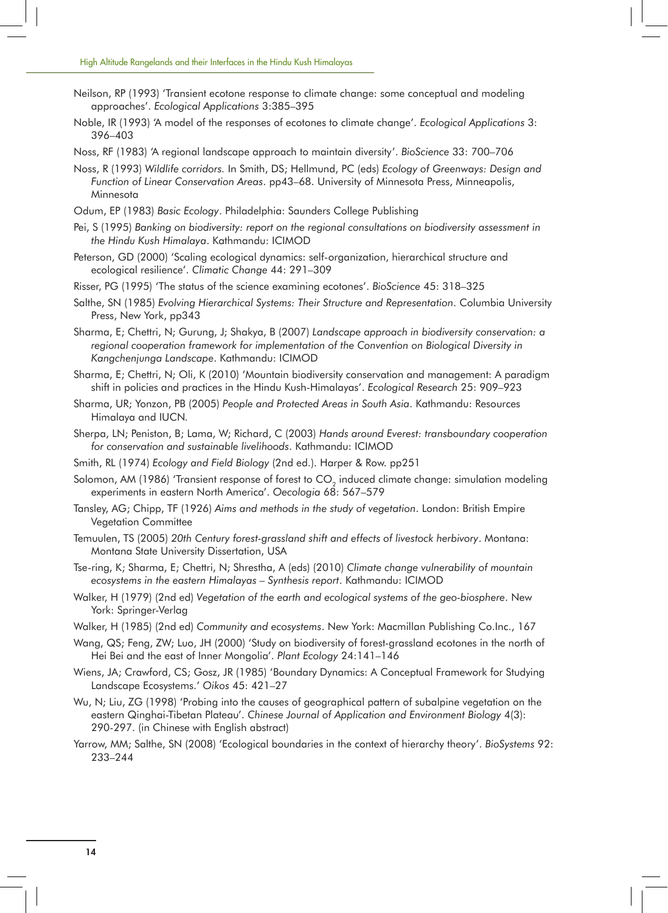Neilson, RP (1993) 'Transient ecotone response to climate change: some conceptual and modeling approaches'. *Ecological Applications* 3:385–395

Noble, IR (1993) 'A model of the responses of ecotones to climate change'. *Ecological Applications* 3: 396–403

Noss, RF (1983) 'A regional landscape approach to maintain diversity'. *BioScience* 33: 700–706

Noss, R (1993) *Wildlife corridors.* In Smith, DS; Hellmund, PC (eds) *Ecology of Greenways: Design and Function of Linear Conservation Areas*. pp43–68. University of Minnesota Press, Minneapolis, Minnesota

Odum, EP (1983) *Basic Ecology*. Philadelphia: Saunders College Publishing

Pei, S (1995) *Banking on biodiversity: report on the regional consultations on biodiversity assessment in the Hindu Kush Himalaya*. Kathmandu: ICIMOD

Peterson, GD (2000) 'Scaling ecological dynamics: self-organization, hierarchical structure and ecological resilience'. *Climatic Change* 44: 291–309

Risser, PG (1995) 'The status of the science examining ecotones'. *BioScience* 45: 318–325

Salthe, SN (1985) *Evolving Hierarchical Systems: Their Structure and Representation*. Columbia University Press, New York, pp343

Sharma, E; Chettri, N; Gurung, J; Shakya, B (2007) *Landscape approach in biodiversity conservation: a regional cooperation framework for implementation of the Convention on Biological Diversity in Kangchenjunga Landscape*. Kathmandu: ICIMOD

Sharma, E; Chettri, N; Oli, K (2010) 'Mountain biodiversity conservation and management: A paradigm shift in policies and practices in the Hindu Kush-Himalayas'. *Ecological Research* 25: 909–923

Sharma, UR; Yonzon, PB (2005) *People and Protected Areas in South Asia*. Kathmandu: Resources Himalaya and IUCN.

Sherpa, LN; Peniston, B; Lama, W; Richard, C (2003) *Hands around Everest: transboundary cooperation for conservation and sustainable livelihoods*. Kathmandu: ICIMOD

Smith, RL (1974) *Ecology and Field Biology* (2nd ed.). Harper & Row. pp251

Solomon, AM (1986) 'Transient response of forest to $CO_2$ induced climate change: simulation modeling experiments in eastern North America'. *Oecologia* 68: 567–579

Tansley, AG; Chipp, TF (1926) *Aims and methods in the study of vegetation*. London: British Empire Vegetation Committee

Temuulen, TS (2005) *20th Century forest-grassland shift and effects of livestock herbivory*. Montana: Montana State University Dissertation, USA

Tse-ring, K; Sharma, E; Chettri, N; Shrestha, A (eds) (2010) *Climate change vulnerability of mountain ecosystems in the eastern Himalayas – Synthesis report*. Kathmandu: ICIMOD

Walker, H (1979) (2nd ed) *Vegetation of the earth and ecological systems of the geo-biosphere*. New York: Springer-Verlag

Walker, H (1985) (2nd ed) *Community and ecosystems*. New York: Macmillan Publishing Co.Inc., 167

Wang, QS; Feng, ZW; Luo, JH (2000) 'Study on biodiversity of forest-grassland ecotones in the north of Hei Bei and the east of Inner Mongolia'. *Plant Ecology* 24:141–146

Wiens, JA; Crawford, CS; Gosz, JR (1985) 'Boundary Dynamics: A Conceptual Framework for Studying Landscape Ecosystems.' *Oikos* 45: 421–27

Wu, N; Liu, ZG (1998) 'Probing into the causes of geographical pattern of subalpine vegetation on the eastern Qinghai-Tibetan Plateau'. *Chinese Journal of Application and Environment Biology* 4(3): 290-297. (in Chinese with English abstract)

Yarrow, MM; Salthe, SN (2008) 'Ecological boundaries in the context of hierarchy theory'. *BioSystems* 92: 233–244